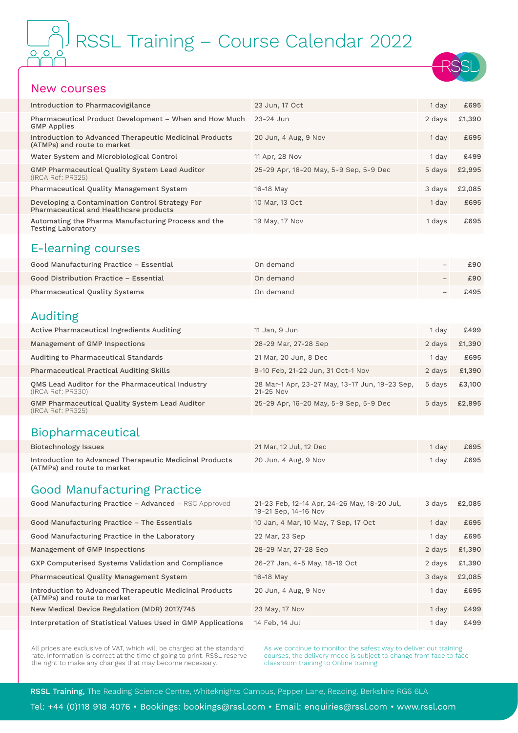# RSSL Training – Course Calendar 2022

## New courses

| Course | Dates | Duration | Price |
|---|---|---|---|
| Introduction to Pharmacovigilance | 23 Jun, 17 Oct | 1 day | £695 |
| Pharmaceutical Product Development – When and How Much GMP Applies | 23-24 Jun | 2 days | £1,390 |
| Introduction to Advanced Therapeutic Medicinal Products (ATMPs) and route to market | 20 Jun, 4 Aug, 9 Nov | 1 day | £695 |
| Water System and Microbiological Control | 11 Apr, 28 Nov | 1 day | £499 |
| GMP Pharmaceutical Quality System Lead Auditor (IRCA Ref: PR325) | 25-29 Apr, 16-20 May, 5-9 Sep, 5-9 Dec | 5 days | £2,995 |
| Pharmaceutical Quality Management System | 16-18 May | 3 days | £2,085 |
| Developing a Contamination Control Strategy For Pharmaceutical and Healthcare products | 10 Mar, 13 Oct | 1 day | £695 |
| Automating the Pharma Manufacturing Process and the Testing Laboratory | 19 May, 17 Nov | 1 days | £695 |

## E-learning courses

| Course | Dates | Duration | Price |
|---|---|---|---|
| Good Manufacturing Practice – Essential | On demand | – | £90 |
| Good Distribution Practice – Essential | On demand | – | £90 |
| Pharmaceutical Quality Systems | On demand | – | £495 |

## Auditing

| Course | Dates | Duration | Price |
|---|---|---|---|
| Active Pharmaceutical Ingredients Auditing | 11 Jan, 9 Jun | 1 day | £499 |
| Management of GMP Inspections | 28-29 Mar, 27-28 Sep | 2 days | £1,390 |
| Auditing to Pharmaceutical Standards | 21 Mar, 20 Jun, 8 Dec | 1 day | £695 |
| Pharmaceutical Practical Auditing Skills | 9-10 Feb, 21-22 Jun, 31 Oct-1 Nov | 2 days | £1,390 |
| QMS Lead Auditor for the Pharmaceutical Industry (IRCA Ref: PR330) | 28 Mar-1 Apr, 23-27 May, 13-17 Jun, 19-23 Sep, 21-25 Nov | 5 days | £3,100 |
| GMP Pharmaceutical Quality System Lead Auditor (IRCA Ref: PR325) | 25-29 Apr, 16-20 May, 5-9 Sep, 5-9 Dec | 5 days | £2,995 |

## Biopharmaceutical

| Course | Dates | Duration | Price |
|---|---|---|---|
| Biotechnology Issues | 21 Mar, 12 Jul, 12 Dec | 1 day | £695 |
| Introduction to Advanced Therapeutic Medicinal Products (ATMPs) and route to market | 20 Jun, 4 Aug, 9 Nov | 1 day | £695 |

## Good Manufacturing Practice

| Course | Dates | Duration | Price |
|---|---|---|---|
| Good Manufacturing Practice – Advanced – RSC Approved | 21-23 Feb, 12-14 Apr, 24-26 May, 18-20 Jul, 19-21 Sep, 14-16 Nov | 3 days | £2,085 |
| Good Manufacturing Practice – The Essentials | 10 Jan, 4 Mar, 10 May, 7 Sep, 17 Oct | 1 day | £695 |
| Good Manufacturing Practice in the Laboratory | 22 Mar, 23 Sep | 1 day | £695 |
| Management of GMP Inspections | 28-29 Mar, 27-28 Sep | 2 days | £1,390 |
| GXP Computerised Systems Validation and Compliance | 26-27 Jan, 4-5 May, 18-19 Oct | 2 days | £1,390 |
| Pharmaceutical Quality Management System | 16-18 May | 3 days | £2,085 |
| Introduction to Advanced Therapeutic Medicinal Products (ATMPs) and route to market | 20 Jun, 4 Aug, 9 Nov | 1 day | £695 |
| New Medical Device Regulation (MDR) 2017/745 | 23 May, 17 Nov | 1 day | £499 |
| Interpretation of Statistical Values Used in GMP Applications | 14 Feb, 14 Jul | 1 day | £499 |

All prices are exclusive of VAT, which will be charged at the standard rate. Information is correct at the time of going to print. RSSL reserve the right to make any changes that may become necessary.

As we continue to monitor the safest way to deliver our training courses, the delivery mode is subject to change from face to face classroom training to Online training.

**RSSL Training,** The Reading Science Centre, Whiteknights Campus, Pepper Lane, Reading, Berkshire RG6 6LA

Tel: +44 (0)118 918 4076 • Bookings: bookings@rssl.com • Email: enquiries@rssl.com • www.rssl.com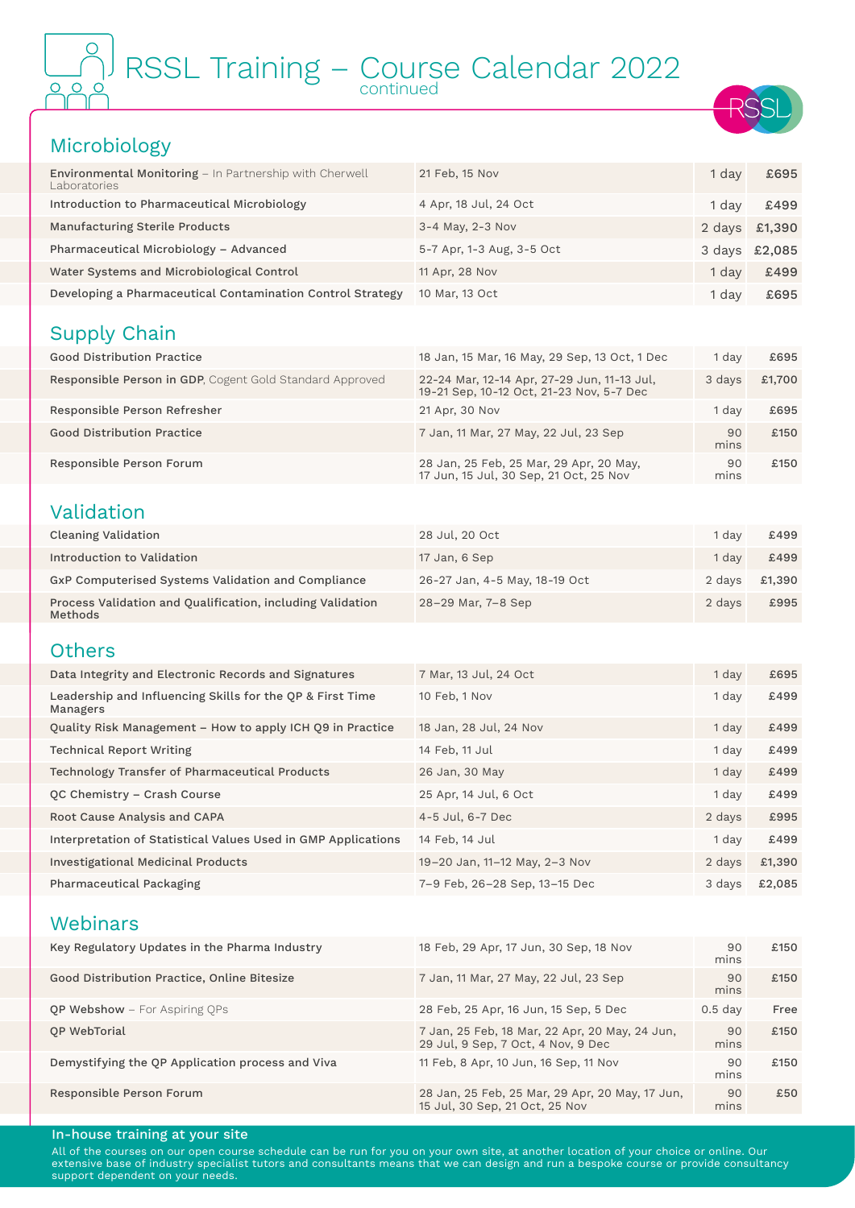# RSSL Training – Course Calendar 2022
continued

## Microbiology

| | | | |
|---|---|---|---|
| **Environmental Monitoring** – In Partnership with Cherwell Laboratories | 21 Feb, 15 Nov | 1 day | £695 |
| Introduction to Pharmaceutical Microbiology | 4 Apr, 18 Jul, 24 Oct | 1 day | £499 |
| Manufacturing Sterile Products | 3-4 May, 2-3 Nov | 2 days | £1,390 |
| Pharmaceutical Microbiology – Advanced | 5-7 Apr, 1-3 Aug, 3-5 Oct | 3 days | £2,085 |
| Water Systems and Microbiological Control | 11 Apr, 28 Nov | 1 day | £499 |
| Developing a Pharmaceutical Contamination Control Strategy | 10 Mar, 13 Oct | 1 day | £695 |

## Supply Chain

| | | | |
|---|---|---|---|
| Good Distribution Practice | 18 Jan, 15 Mar, 16 May, 29 Sep, 13 Oct, 1 Dec | 1 day | £695 |
| **Responsible Person in GDP**, Cogent Gold Standard Approved | 22-24 Mar, 12-14 Apr, 27-29 Jun, 11-13 Jul, 19-21 Sep, 10-12 Oct, 21-23 Nov, 5-7 Dec | 3 days | £1,700 |
| Responsible Person Refresher | 21 Apr, 30 Nov | 1 day | £695 |
| Good Distribution Practice | 7 Jan, 11 Mar, 27 May, 22 Jul, 23 Sep | 90 mins | £150 |
| Responsible Person Forum | 28 Jan, 25 Feb, 25 Mar, 29 Apr, 20 May, 17 Jun, 15 Jul, 30 Sep, 21 Oct, 25 Nov | 90 mins | £150 |

## Validation

| | | | |
|---|---|---|---|
| Cleaning Validation | 28 Jul, 20 Oct | 1 day | £499 |
| Introduction to Validation | 17 Jan, 6 Sep | 1 day | £499 |
| GxP Computerised Systems Validation and Compliance | 26-27 Jan, 4-5 May, 18-19 Oct | 2 days | £1,390 |
| Process Validation and Qualification, including Validation Methods | 28–29 Mar, 7–8 Sep | 2 days | £995 |

## Others

| | | | |
|---|---|---|---|
| Data Integrity and Electronic Records and Signatures | 7 Mar, 13 Jul, 24 Oct | 1 day | £695 |
| Leadership and Influencing Skills for the QP & First Time Managers | 10 Feb, 1 Nov | 1 day | £499 |
| Quality Risk Management – How to apply ICH Q9 in Practice | 18 Jan, 28 Jul, 24 Nov | 1 day | £499 |
| Technical Report Writing | 14 Feb, 11 Jul | 1 day | £499 |
| Technology Transfer of Pharmaceutical Products | 26 Jan, 30 May | 1 day | £499 |
| QC Chemistry – Crash Course | 25 Apr, 14 Jul, 6 Oct | 1 day | £499 |
| Root Cause Analysis and CAPA | 4-5 Jul, 6-7 Dec | 2 days | £995 |
| Interpretation of Statistical Values Used in GMP Applications | 14 Feb, 14 Jul | 1 day | £499 |
| Investigational Medicinal Products | 19–20 Jan, 11–12 May, 2–3 Nov | 2 days | £1,390 |
| Pharmaceutical Packaging | 7–9 Feb, 26–28 Sep, 13–15 Dec | 3 days | £2,085 |

## Webinars

| | | | |
|---|---|---|---|
| Key Regulatory Updates in the Pharma Industry | 18 Feb, 29 Apr, 17 Jun, 30 Sep, 18 Nov | 90 mins | £150 |
| Good Distribution Practice, Online Bitesize | 7 Jan, 11 Mar, 27 May, 22 Jul, 23 Sep | 90 mins | £150 |
| **QP Webshow** – For Aspiring QPs | 28 Feb, 25 Apr, 16 Jun, 15 Sep, 5 Dec | 0.5 day | Free |
| QP WebTorial | 7 Jan, 25 Feb, 18 Mar, 22 Apr, 20 May, 24 Jun, 29 Jul, 9 Sep, 7 Oct, 4 Nov, 9 Dec | 90 mins | £150 |
| Demystifying the QP Application process and Viva | 11 Feb, 8 Apr, 10 Jun, 16 Sep, 11 Nov | 90 mins | £150 |
| Responsible Person Forum | 28 Jan, 25 Feb, 25 Mar, 29 Apr, 20 May, 17 Jun, 15 Jul, 30 Sep, 21 Oct, 25 Nov | 90 mins | £50 |

**In-house training at your site**

All of the courses on our open course schedule can be run for you on your own site, at another location of your choice or online. Our extensive base of industry specialist tutors and consultants means that we can design and run a bespoke course or provide consultancy support dependent on your needs.